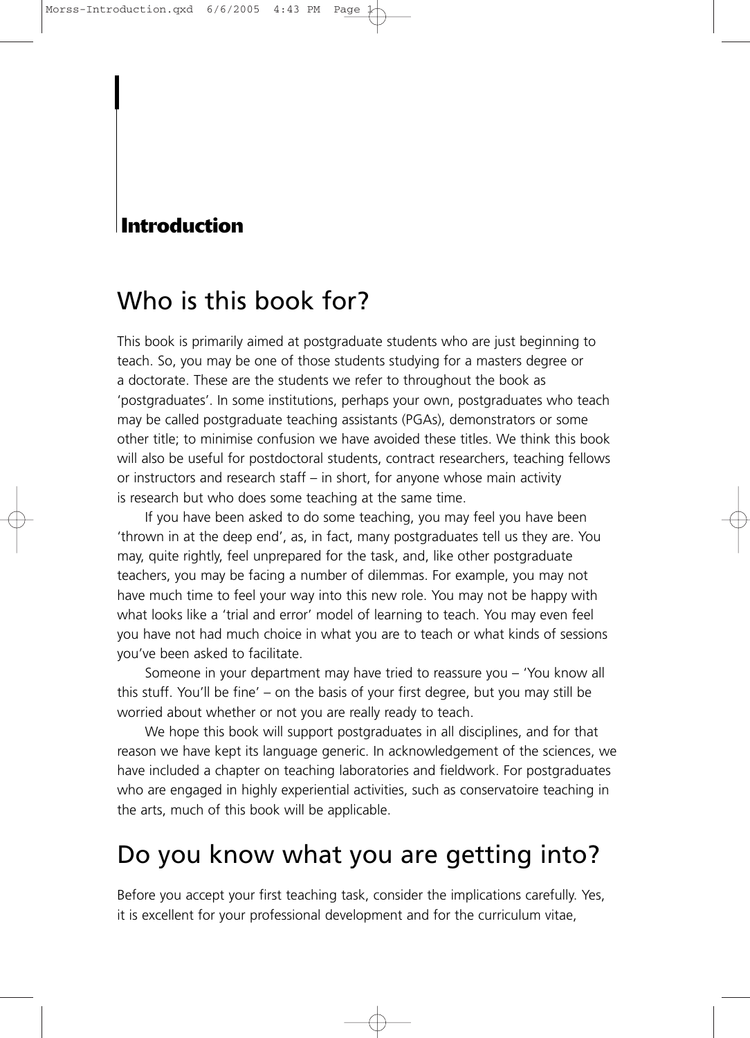# Introduction

## Who is this book for?

This book is primarily aimed at postgraduate students who are just beginning to teach. So, you may be one of those students studying for a masters degree or a doctorate. These are the students we refer to throughout the book as 'postgraduates'. In some institutions, perhaps your own, postgraduates who teach may be called postgraduate teaching assistants (PGAs), demonstrators or some other title; to minimise confusion we have avoided these titles. We think this book will also be useful for postdoctoral students, contract researchers, teaching fellows or instructors and research staff – in short, for anyone whose main activity is research but who does some teaching at the same time.

If you have been asked to do some teaching, you may feel you have been 'thrown in at the deep end', as, in fact, many postgraduates tell us they are. You may, quite rightly, feel unprepared for the task, and, like other postgraduate teachers, you may be facing a number of dilemmas. For example, you may not have much time to feel your way into this new role. You may not be happy with what looks like a 'trial and error' model of learning to teach. You may even feel you have not had much choice in what you are to teach or what kinds of sessions you've been asked to facilitate.

Someone in your department may have tried to reassure you – 'You know all this stuff. You'll be fine' – on the basis of your first degree, but you may still be worried about whether or not you are really ready to teach.

We hope this book will support postgraduates in all disciplines, and for that reason we have kept its language generic. In acknowledgement of the sciences, we have included a chapter on teaching laboratories and fieldwork. For postgraduates who are engaged in highly experiential activities, such as conservatoire teaching in the arts, much of this book will be applicable.

## Do you know what you are getting into?

Before you accept your first teaching task, consider the implications carefully. Yes, it is excellent for your professional development and for the curriculum vitae,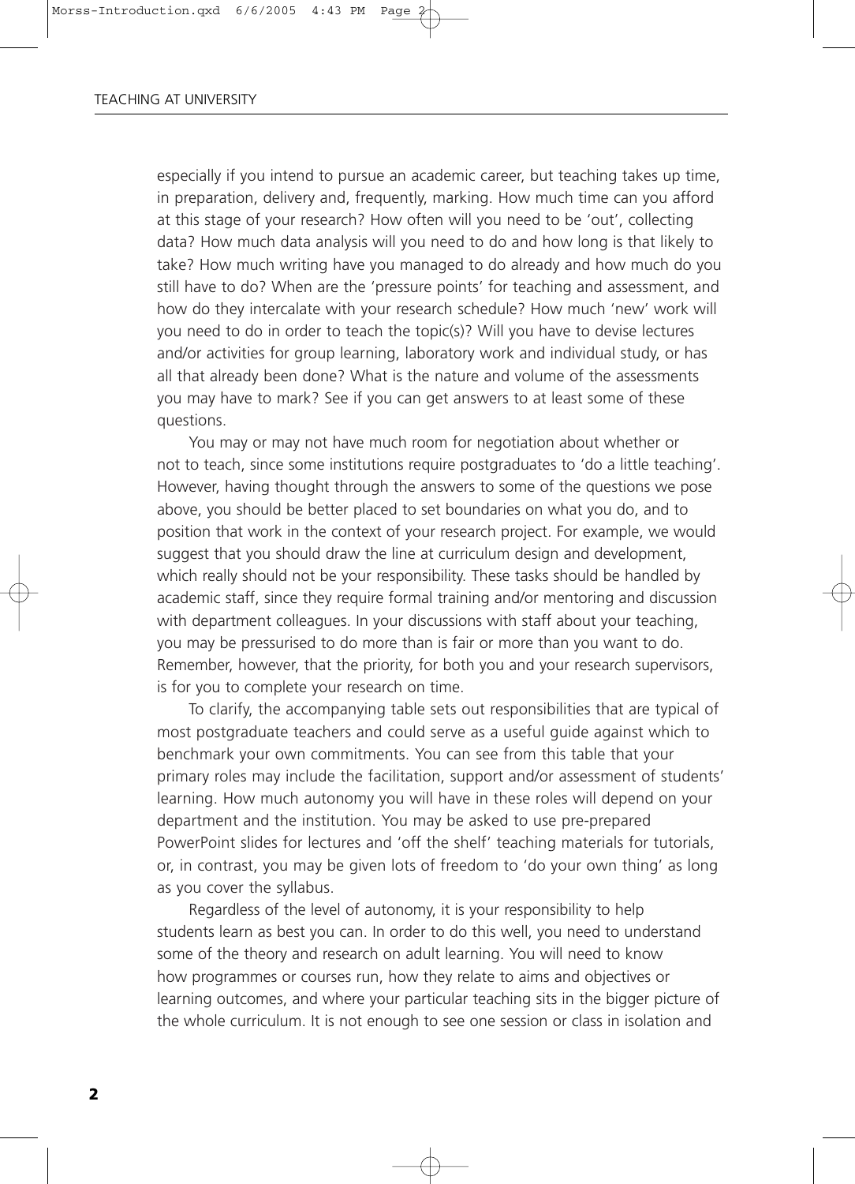especially if you intend to pursue an academic career, but teaching takes up time, in preparation, delivery and, frequently, marking. How much time can you afford at this stage of your research? How often will you need to be 'out', collecting data? How much data analysis will you need to do and how long is that likely to take? How much writing have you managed to do already and how much do you still have to do? When are the 'pressure points' for teaching and assessment, and how do they intercalate with your research schedule? How much 'new' work will you need to do in order to teach the topic(s)? Will you have to devise lectures and/or activities for group learning, laboratory work and individual study, or has all that already been done? What is the nature and volume of the assessments you may have to mark? See if you can get answers to at least some of these questions.

You may or may not have much room for negotiation about whether or not to teach, since some institutions require postgraduates to 'do a little teaching'. However, having thought through the answers to some of the questions we pose above, you should be better placed to set boundaries on what you do, and to position that work in the context of your research project. For example, we would suggest that you should draw the line at curriculum design and development, which really should not be your responsibility. These tasks should be handled by academic staff, since they require formal training and/or mentoring and discussion with department colleagues. In your discussions with staff about your teaching, you may be pressurised to do more than is fair or more than you want to do. Remember, however, that the priority, for both you and your research supervisors, is for you to complete your research on time.

To clarify, the accompanying table sets out responsibilities that are typical of most postgraduate teachers and could serve as a useful guide against which to benchmark your own commitments. You can see from this table that your primary roles may include the facilitation, support and/or assessment of students' learning. How much autonomy you will have in these roles will depend on your department and the institution. You may be asked to use pre-prepared PowerPoint slides for lectures and 'off the shelf' teaching materials for tutorials, or, in contrast, you may be given lots of freedom to 'do your own thing' as long as you cover the syllabus.

Regardless of the level of autonomy, it is your responsibility to help students learn as best you can. In order to do this well, you need to understand some of the theory and research on adult learning. You will need to know how programmes or courses run, how they relate to aims and objectives or learning outcomes, and where your particular teaching sits in the bigger picture of the whole curriculum. It is not enough to see one session or class in isolation and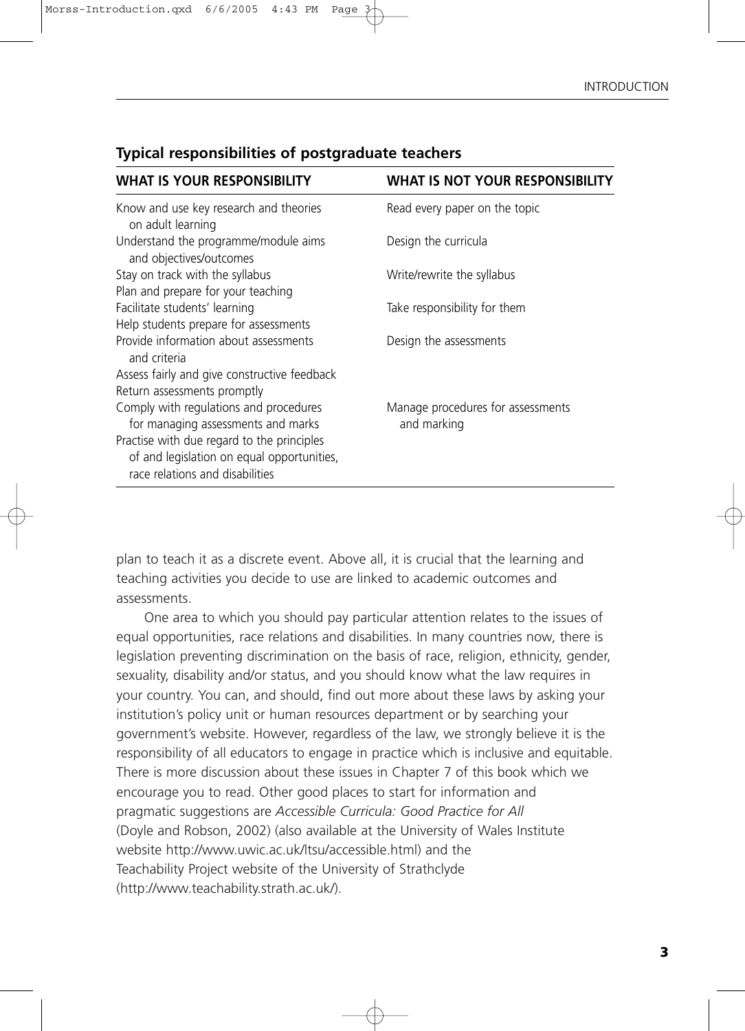**Typical responsibilities of postgraduate teachers**

| WHAT IS YOUR RESPONSIBILITY | WHAT IS NOT YOUR RESPONSIBILITY |
|---|---|
| Know and use key research and theories on adult learning | Read every paper on the topic |
| Understand the programme/module aims and objectives/outcomes | Design the curricula |
| Stay on track with the syllabus | Write/rewrite the syllabus |
| Plan and prepare for your teaching | |
| Facilitate students' learning | Take responsibility for them |
| Help students prepare for assessments | |
| Provide information about assessments and criteria | Design the assessments |
| Assess fairly and give constructive feedback | |
| Return assessments promptly | |
| Comply with regulations and procedures for managing assessments and marks | Manage procedures for assessments and marking |
| Practise with due regard to the principles of and legislation on equal opportunities, race relations and disabilities | |

plan to teach it as a discrete event. Above all, it is crucial that the learning and teaching activities you decide to use are linked to academic outcomes and assessments.

One area to which you should pay particular attention relates to the issues of equal opportunities, race relations and disabilities. In many countries now, there is legislation preventing discrimination on the basis of race, religion, ethnicity, gender, sexuality, disability and/or status, and you should know what the law requires in your country. You can, and should, find out more about these laws by asking your institution's policy unit or human resources department or by searching your government's website. However, regardless of the law, we strongly believe it is the responsibility of all educators to engage in practice which is inclusive and equitable. There is more discussion about these issues in Chapter 7 of this book which we encourage you to read. Other good places to start for information and pragmatic suggestions are *Accessible Curricula: Good Practice for All* (Doyle and Robson, 2002) (also available at the University of Wales Institute website http://www.uwic.ac.uk/ltsu/accessible.html) and the Teachability Project website of the University of Strathclyde (http://www.teachability.strath.ac.uk/).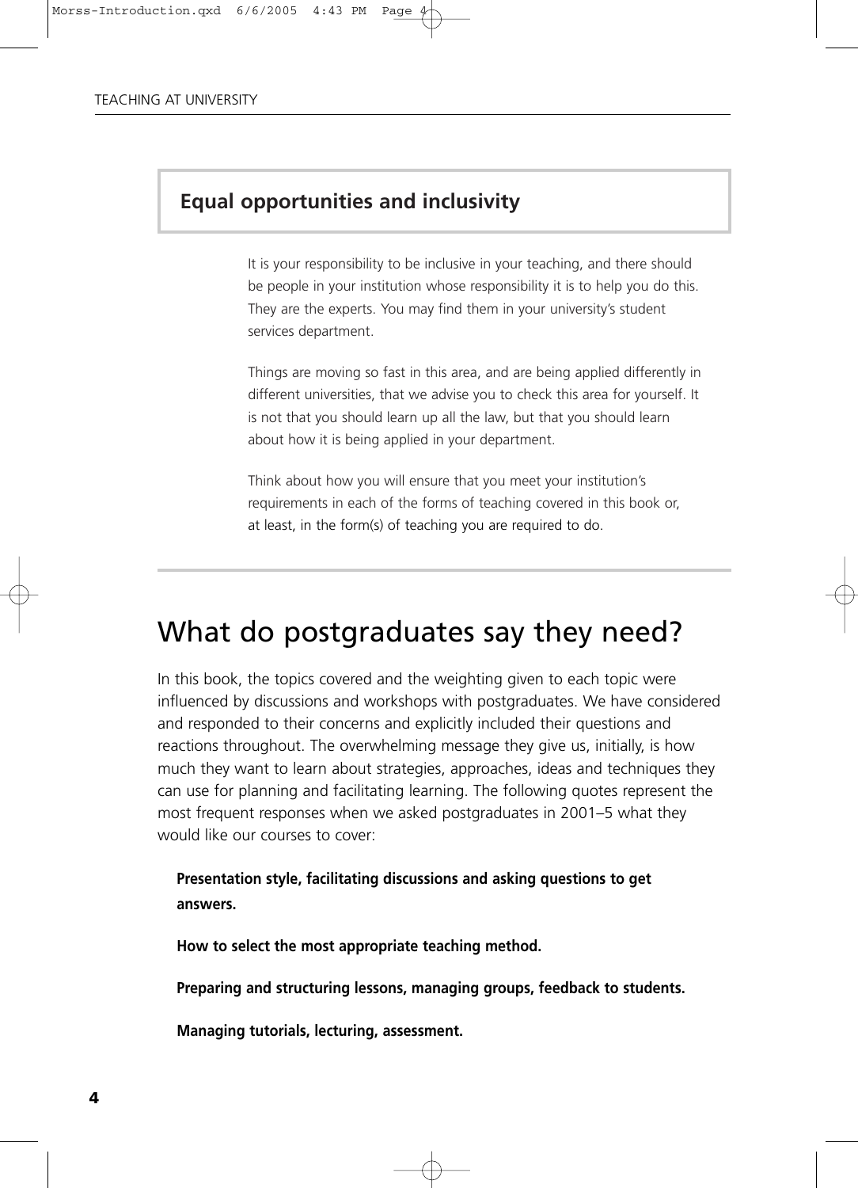## Equal opportunities and inclusivity

It is your responsibility to be inclusive in your teaching, and there should be people in your institution whose responsibility it is to help you do this. They are the experts. You may find them in your university's student services department.

Things are moving so fast in this area, and are being applied differently in different universities, that we advise you to check this area for yourself. It is not that you should learn up all the law, but that you should learn about how it is being applied in your department.

Think about how you will ensure that you meet your institution's requirements in each of the forms of teaching covered in this book or, at least, in the form(s) of teaching you are required to do.

# What do postgraduates say they need?

In this book, the topics covered and the weighting given to each topic were influenced by discussions and workshops with postgraduates. We have considered and responded to their concerns and explicitly included their questions and reactions throughout. The overwhelming message they give us, initially, is how much they want to learn about strategies, approaches, ideas and techniques they can use for planning and facilitating learning. The following quotes represent the most frequent responses when we asked postgraduates in 2001–5 what they would like our courses to cover:

**Presentation style, facilitating discussions and asking questions to get answers.**

**How to select the most appropriate teaching method.**

**Preparing and structuring lessons, managing groups, feedback to students.**

**Managing tutorials, lecturing, assessment.**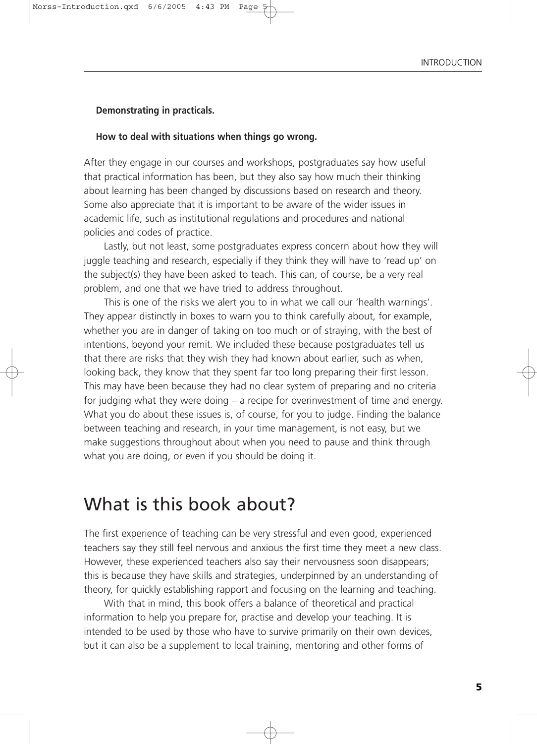**Demonstrating in practicals.**

**How to deal with situations when things go wrong.**

After they engage in our courses and workshops, postgraduates say how useful that practical information has been, but they also say how much their thinking about learning has been changed by discussions based on research and theory. Some also appreciate that it is important to be aware of the wider issues in academic life, such as institutional regulations and procedures and national policies and codes of practice.

Lastly, but not least, some postgraduates express concern about how they will juggle teaching and research, especially if they think they will have to 'read up' on the subject(s) they have been asked to teach. This can, of course, be a very real problem, and one that we have tried to address throughout.

This is one of the risks we alert you to in what we call our 'health warnings'. They appear distinctly in boxes to warn you to think carefully about, for example, whether you are in danger of taking on too much or of straying, with the best of intentions, beyond your remit. We included these because postgraduates tell us that there are risks that they wish they had known about earlier, such as when, looking back, they know that they spent far too long preparing their first lesson. This may have been because they had no clear system of preparing and no criteria for judging what they were doing – a recipe for overinvestment of time and energy. What you do about these issues is, of course, for you to judge. Finding the balance between teaching and research, in your time management, is not easy, but we make suggestions throughout about when you need to pause and think through what you are doing, or even if you should be doing it.

## What is this book about?

The first experience of teaching can be very stressful and even good, experienced teachers say they still feel nervous and anxious the first time they meet a new class. However, these experienced teachers also say their nervousness soon disappears; this is because they have skills and strategies, underpinned by an understanding of theory, for quickly establishing rapport and focusing on the learning and teaching.

With that in mind, this book offers a balance of theoretical and practical information to help you prepare for, practise and develop your teaching. It is intended to be used by those who have to survive primarily on their own devices, but it can also be a supplement to local training, mentoring and other forms of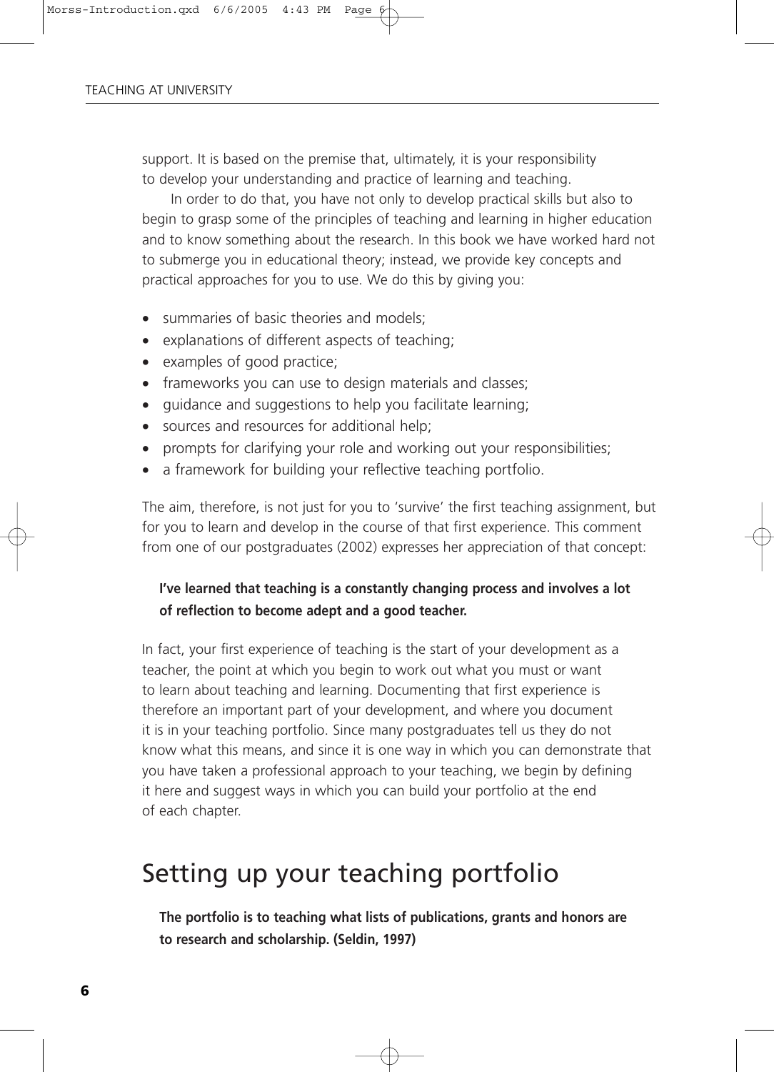support. It is based on the premise that, ultimately, it is your responsibility to develop your understanding and practice of learning and teaching.

In order to do that, you have not only to develop practical skills but also to begin to grasp some of the principles of teaching and learning in higher education and to know something about the research. In this book we have worked hard not to submerge you in educational theory; instead, we provide key concepts and practical approaches for you to use. We do this by giving you:

- summaries of basic theories and models;
- explanations of different aspects of teaching;
- examples of good practice;
- frameworks you can use to design materials and classes;
- guidance and suggestions to help you facilitate learning;
- sources and resources for additional help;
- prompts for clarifying your role and working out your responsibilities;
- a framework for building your reflective teaching portfolio.

The aim, therefore, is not just for you to 'survive' the first teaching assignment, but for you to learn and develop in the course of that first experience. This comment from one of our postgraduates (2002) expresses her appreciation of that concept:

> **I've learned that teaching is a constantly changing process and involves a lot of reflection to become adept and a good teacher.**

In fact, your first experience of teaching is the start of your development as a teacher, the point at which you begin to work out what you must or want to learn about teaching and learning. Documenting that first experience is therefore an important part of your development, and where you document it is in your teaching portfolio. Since many postgraduates tell us they do not know what this means, and since it is one way in which you can demonstrate that you have taken a professional approach to your teaching, we begin by defining it here and suggest ways in which you can build your portfolio at the end of each chapter.

## Setting up your teaching portfolio

> **The portfolio is to teaching what lists of publications, grants and honors are to research and scholarship. (Seldin, 1997)**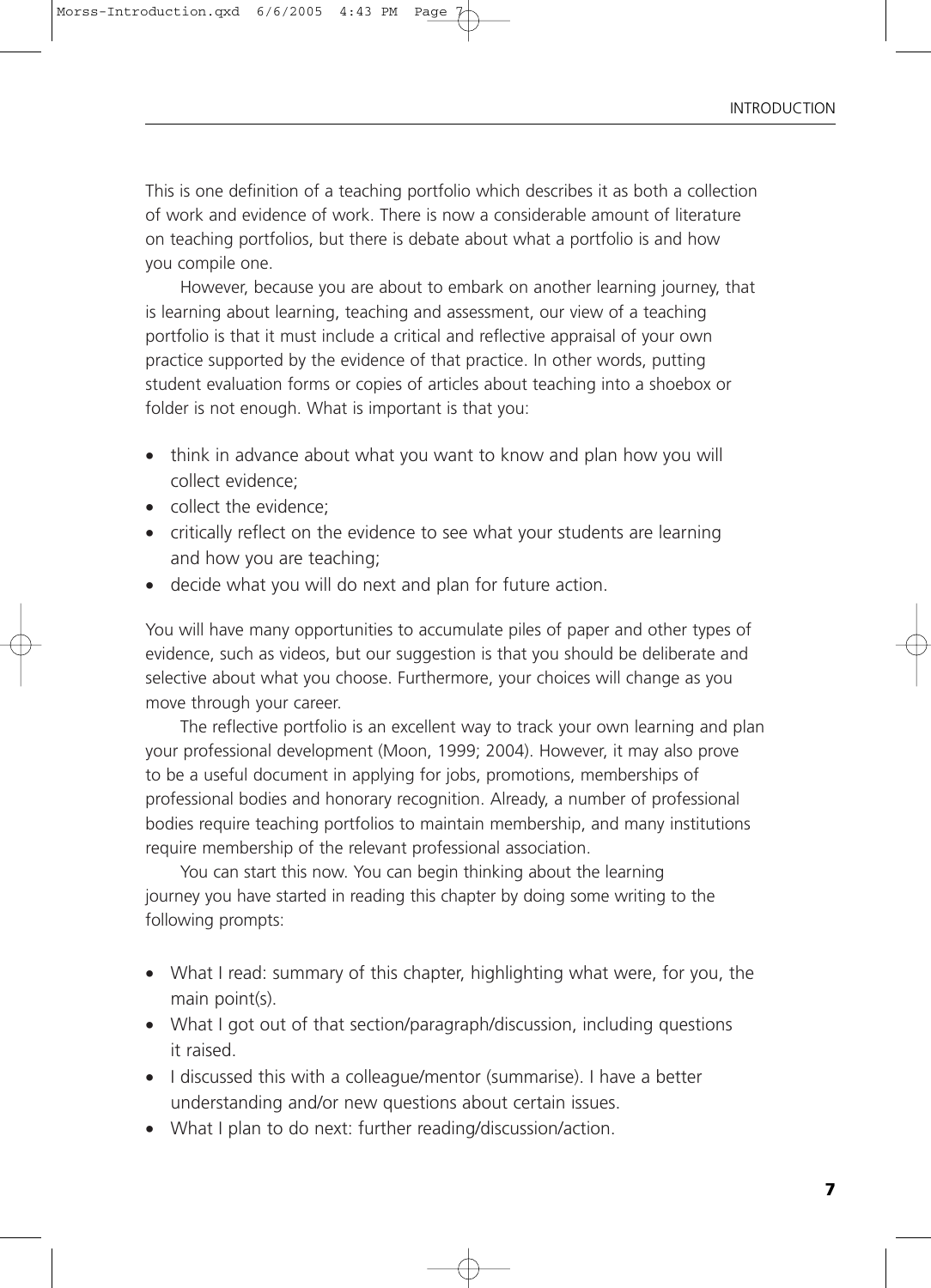This is one definition of a teaching portfolio which describes it as both a collection of work and evidence of work. There is now a considerable amount of literature on teaching portfolios, but there is debate about what a portfolio is and how you compile one.

However, because you are about to embark on another learning journey, that is learning about learning, teaching and assessment, our view of a teaching portfolio is that it must include a critical and reflective appraisal of your own practice supported by the evidence of that practice. In other words, putting student evaluation forms or copies of articles about teaching into a shoebox or folder is not enough. What is important is that you:

- think in advance about what you want to know and plan how you will collect evidence;
- collect the evidence;
- critically reflect on the evidence to see what your students are learning and how you are teaching;
- decide what you will do next and plan for future action.

You will have many opportunities to accumulate piles of paper and other types of evidence, such as videos, but our suggestion is that you should be deliberate and selective about what you choose. Furthermore, your choices will change as you move through your career.

The reflective portfolio is an excellent way to track your own learning and plan your professional development (Moon, 1999; 2004). However, it may also prove to be a useful document in applying for jobs, promotions, memberships of professional bodies and honorary recognition. Already, a number of professional bodies require teaching portfolios to maintain membership, and many institutions require membership of the relevant professional association.

You can start this now. You can begin thinking about the learning journey you have started in reading this chapter by doing some writing to the following prompts:

- What I read: summary of this chapter, highlighting what were, for you, the main point(s).
- What I got out of that section/paragraph/discussion, including questions it raised.
- I discussed this with a colleague/mentor (summarise). I have a better understanding and/or new questions about certain issues.
- What I plan to do next: further reading/discussion/action.